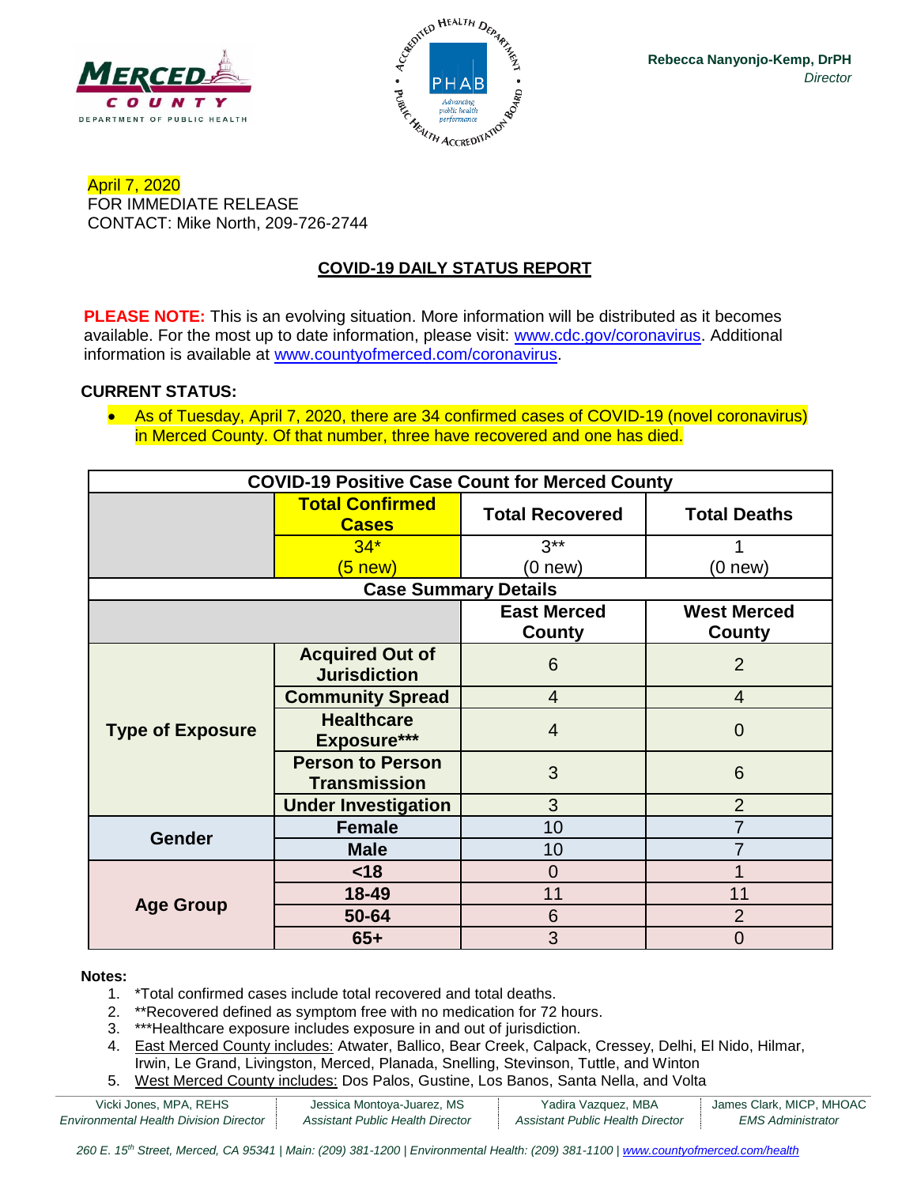Rebecca Nanyonjo-Kemp, DrPH
*Director*

April 7, 2020
FOR IMMEDIATE RELEASE
CONTACT: Mike North, 209-726-2744

## COVID-19 DAILY STATUS REPORT

**PLEASE NOTE:** This is an evolving situation. More information will be distributed as it becomes available. For the most up to date information, please visit: www.cdc.gov/coronavirus. Additional information is available at www.countyofmerced.com/coronavirus.

**CURRENT STATUS:**

- As of Tuesday, April 7, 2020, there are 34 confirmed cases of COVID-19 (novel coronavirus) in Merced County. Of that number, three have recovered and one has died.

| COVID-19 Positive Case Count for Merced County | | | |
|---|---|---|---|
| | **Total Confirmed Cases** | **Total Recovered** | **Total Deaths** |
| | 34* (5 new) | 3** (0 new) | 1 (0 new) |
| **Case Summary Details** | | | |
| | | **East Merced County** | **West Merced County** |
| **Type of Exposure** | **Acquired Out of Jurisdiction** | 6 | 2 |
| | **Community Spread** | 4 | 4 |
| | **Healthcare Exposure*** ** | 4 | 0 |
| | **Person to Person Transmission** | 3 | 6 |
| | **Under Investigation** | 3 | 2 |
| **Gender** | **Female** | 10 | 7 |
| | **Male** | 10 | 7 |
| **Age Group** | **<18** | 0 | 1 |
| | **18-49** | 11 | 11 |
| | **50-64** | 6 | 2 |
| | **65+** | 3 | 0 |

**Notes:**

1. *Total confirmed cases include total recovered and total deaths.
2. **Recovered defined as symptom free with no medication for 72 hours.
3. ***Healthcare exposure includes exposure in and out of jurisdiction.
4. East Merced County includes: Atwater, Ballico, Bear Creek, Calpack, Cressey, Delhi, El Nido, Hilmar, Irwin, Le Grand, Livingston, Merced, Planada, Snelling, Stevinson, Tuttle, and Winton
5. West Merced County includes: Dos Palos, Gustine, Los Banos, Santa Nella, and Volta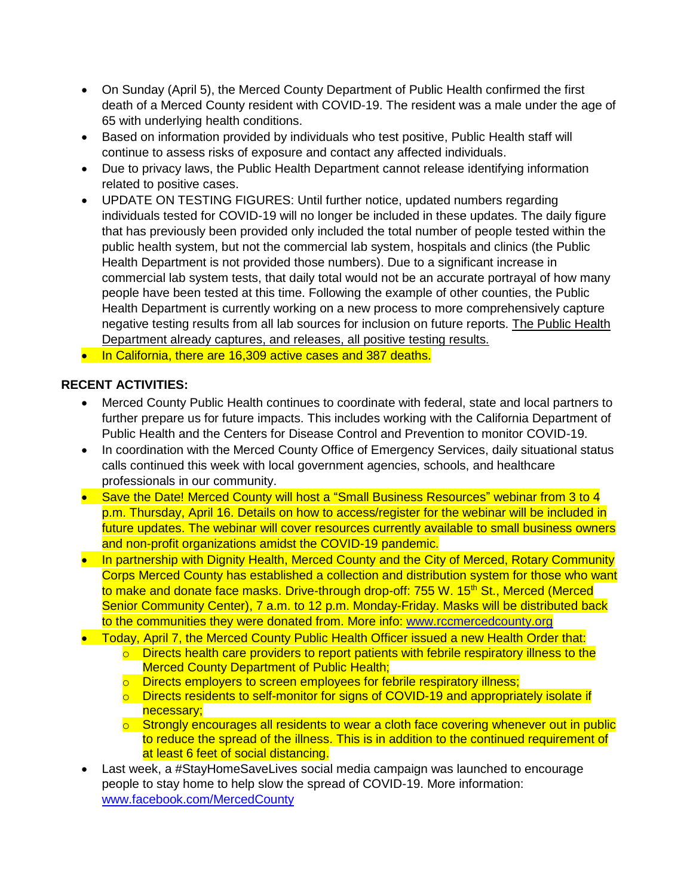- On Sunday (April 5), the Merced County Department of Public Health confirmed the first death of a Merced County resident with COVID-19. The resident was a male under the age of 65 with underlying health conditions.
- Based on information provided by individuals who test positive, Public Health staff will continue to assess risks of exposure and contact any affected individuals.
- Due to privacy laws, the Public Health Department cannot release identifying information related to positive cases.
- UPDATE ON TESTING FIGURES: Until further notice, updated numbers regarding individuals tested for COVID-19 will no longer be included in these updates. The daily figure that has previously been provided only included the total number of people tested within the public health system, but not the commercial lab system, hospitals and clinics (the Public Health Department is not provided those numbers). Due to a significant increase in commercial lab system tests, that daily total would not be an accurate portrayal of how many people have been tested at this time. Following the example of other counties, the Public Health Department is currently working on a new process to more comprehensively capture negative testing results from all lab sources for inclusion on future reports. The Public Health Department already captures, and releases, all positive testing results.
- In California, there are 16,309 active cases and 387 deaths.

**RECENT ACTIVITIES:**

- Merced County Public Health continues to coordinate with federal, state and local partners to further prepare us for future impacts. This includes working with the California Department of Public Health and the Centers for Disease Control and Prevention to monitor COVID-19.
- In coordination with the Merced County Office of Emergency Services, daily situational status calls continued this week with local government agencies, schools, and healthcare professionals in our community.
- Save the Date! Merced County will host a "Small Business Resources" webinar from 3 to 4 p.m. Thursday, April 16. Details on how to access/register for the webinar will be included in future updates. The webinar will cover resources currently available to small business owners and non-profit organizations amidst the COVID-19 pandemic.
- In partnership with Dignity Health, Merced County and the City of Merced, Rotary Community Corps Merced County has established a collection and distribution system for those who want to make and donate face masks. Drive-through drop-off: 755 W. 15th St., Merced (Merced Senior Community Center), 7 a.m. to 12 p.m. Monday-Friday. Masks will be distributed back to the communities they were donated from. More info: www.rccmercedcounty.org
- Today, April 7, the Merced County Public Health Officer issued a new Health Order that:
  - Directs health care providers to report patients with febrile respiratory illness to the Merced County Department of Public Health;
  - Directs employers to screen employees for febrile respiratory illness;
  - Directs residents to self-monitor for signs of COVID-19 and appropriately isolate if necessary;
  - Strongly encourages all residents to wear a cloth face covering whenever out in public to reduce the spread of the illness. This is in addition to the continued requirement of at least 6 feet of social distancing.
- Last week, a #StayHomeSaveLives social media campaign was launched to encourage people to stay home to help slow the spread of COVID-19. More information: www.facebook.com/MercedCounty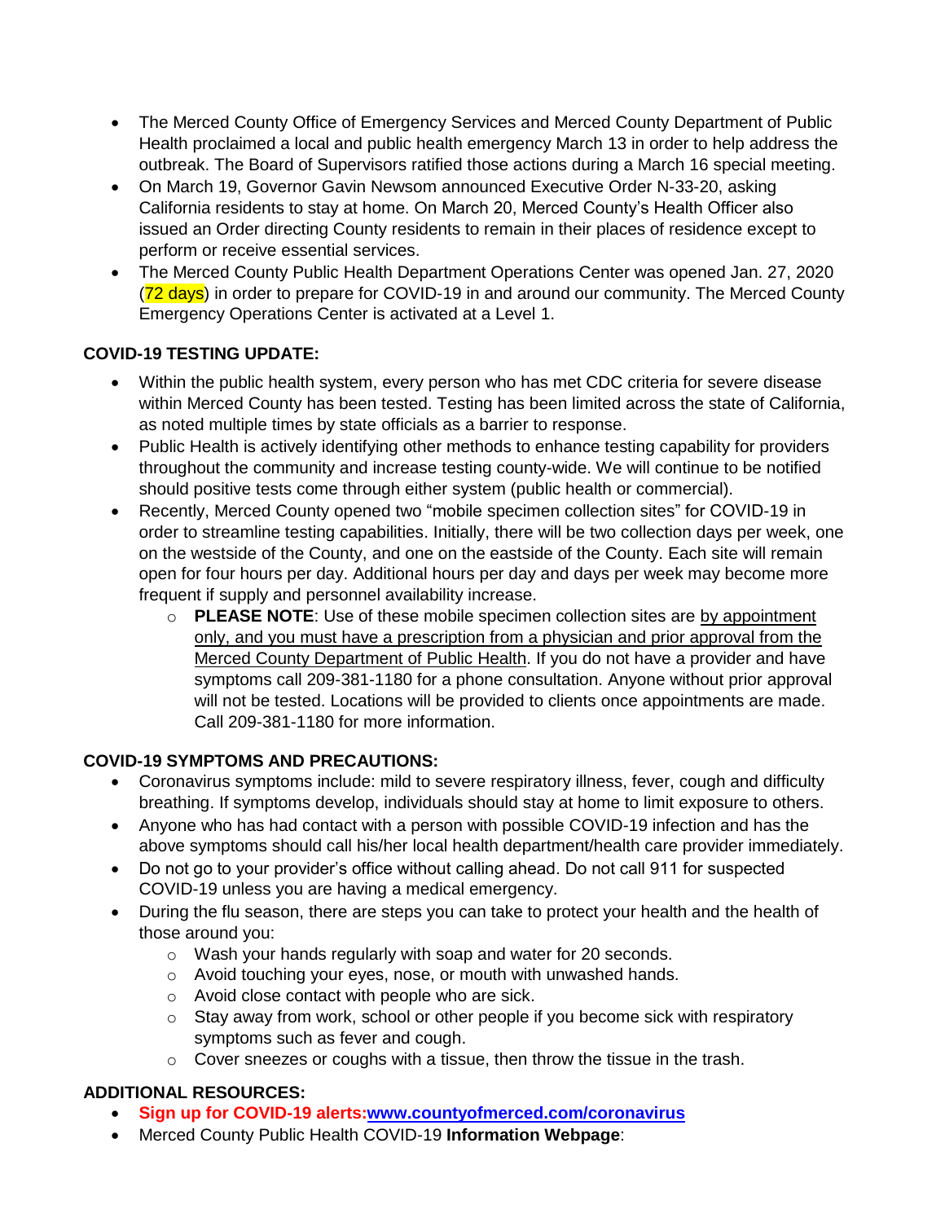- The Merced County Office of Emergency Services and Merced County Department of Public Health proclaimed a local and public health emergency March 13 in order to help address the outbreak. The Board of Supervisors ratified those actions during a March 16 special meeting.
- On March 19, Governor Gavin Newsom announced Executive Order N-33-20, asking California residents to stay at home. On March 20, Merced County's Health Officer also issued an Order directing County residents to remain in their places of residence except to perform or receive essential services.
- The Merced County Public Health Department Operations Center was opened Jan. 27, 2020 (72 days) in order to prepare for COVID-19 in and around our community. The Merced County Emergency Operations Center is activated at a Level 1.

**COVID-19 TESTING UPDATE:**

- Within the public health system, every person who has met CDC criteria for severe disease within Merced County has been tested. Testing has been limited across the state of California, as noted multiple times by state officials as a barrier to response.
- Public Health is actively identifying other methods to enhance testing capability for providers throughout the community and increase testing county-wide. We will continue to be notified should positive tests come through either system (public health or commercial).
- Recently, Merced County opened two "mobile specimen collection sites" for COVID-19 in order to streamline testing capabilities. Initially, there will be two collection days per week, one on the westside of the County, and one on the eastside of the County. Each site will remain open for four hours per day. Additional hours per day and days per week may become more frequent if supply and personnel availability increase.
  - **PLEASE NOTE**: Use of these mobile specimen collection sites are by appointment only, and you must have a prescription from a physician and prior approval from the Merced County Department of Public Health. If you do not have a provider and have symptoms call 209-381-1180 for a phone consultation. Anyone without prior approval will not be tested. Locations will be provided to clients once appointments are made. Call 209-381-1180 for more information.

**COVID-19 SYMPTOMS AND PRECAUTIONS:**

- Coronavirus symptoms include: mild to severe respiratory illness, fever, cough and difficulty breathing. If symptoms develop, individuals should stay at home to limit exposure to others.
- Anyone who has had contact with a person with possible COVID-19 infection and has the above symptoms should call his/her local health department/health care provider immediately.
- Do not go to your provider's office without calling ahead. Do not call 911 for suspected COVID-19 unless you are having a medical emergency.
- During the flu season, there are steps you can take to protect your health and the health of those around you:
  - Wash your hands regularly with soap and water for 20 seconds.
  - Avoid touching your eyes, nose, or mouth with unwashed hands.
  - Avoid close contact with people who are sick.
  - Stay away from work, school or other people if you become sick with respiratory symptoms such as fever and cough.
  - Cover sneezes or coughs with a tissue, then throw the tissue in the trash.

**ADDITIONAL RESOURCES:**

- **Sign up for COVID-19 alerts:[www.countyofmerced.com/coronavirus](http://www.countyofmerced.com/coronavirus)**
- Merced County Public Health COVID-19 **Information Webpage**: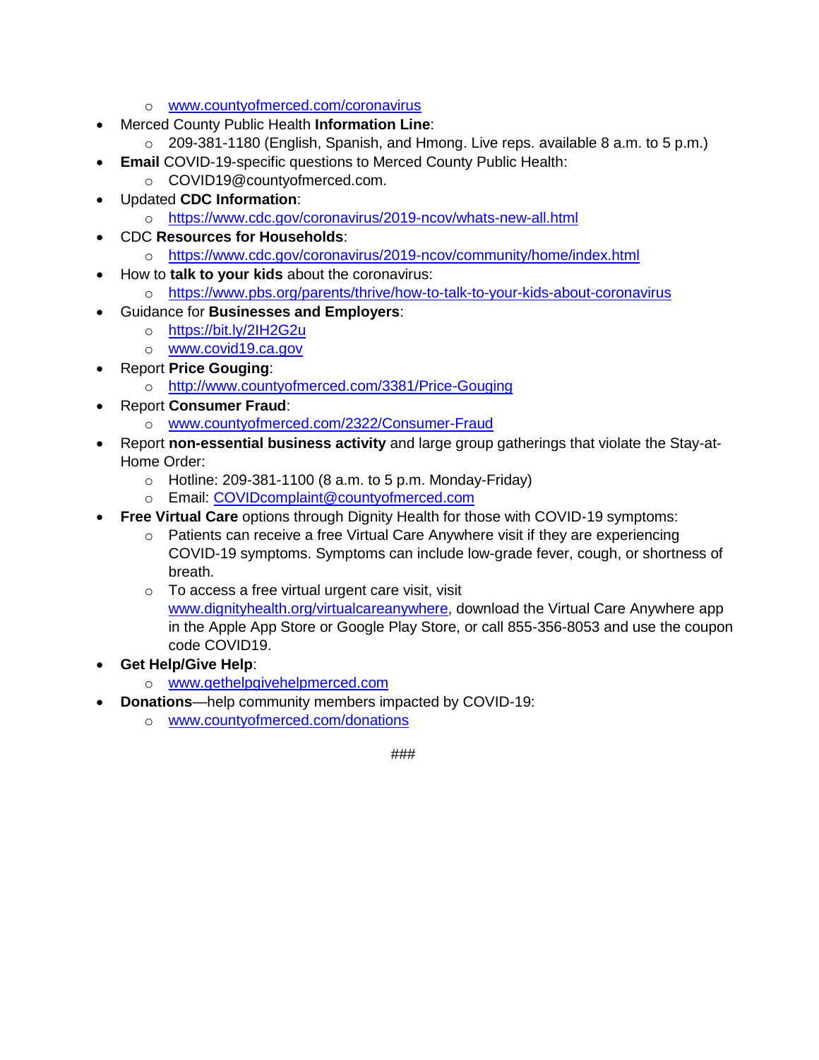- www.countyofmerced.com/coronavirus
- Merced County Public Health **Information Line**:
  - 209-381-1180 (English, Spanish, and Hmong. Live reps. available 8 a.m. to 5 p.m.)
- **Email** COVID-19-specific questions to Merced County Public Health:
  - COVID19@countyofmerced.com.
- Updated **CDC Information**:
  - https://www.cdc.gov/coronavirus/2019-ncov/whats-new-all.html
- CDC **Resources for Households**:
  - https://www.cdc.gov/coronavirus/2019-ncov/community/home/index.html
- How to **talk to your kids** about the coronavirus:
  - https://www.pbs.org/parents/thrive/how-to-talk-to-your-kids-about-coronavirus
- Guidance for **Businesses and Employers**:
  - https://bit.ly/2IH2G2u
  - www.covid19.ca.gov
- Report **Price Gouging**:
  - http://www.countyofmerced.com/3381/Price-Gouging
- Report **Consumer Fraud**:
  - www.countyofmerced.com/2322/Consumer-Fraud
- Report **non-essential business activity** and large group gatherings that violate the Stay-at-Home Order:
  - Hotline: 209-381-1100 (8 a.m. to 5 p.m. Monday-Friday)
  - Email: COVIDcomplaint@countyofmerced.com
- **Free Virtual Care** options through Dignity Health for those with COVID-19 symptoms:
  - Patients can receive a free Virtual Care Anywhere visit if they are experiencing COVID-19 symptoms. Symptoms can include low-grade fever, cough, or shortness of breath.
  - To access a free virtual urgent care visit, visit www.dignityhealth.org/virtualcareanywhere, download the Virtual Care Anywhere app in the Apple App Store or Google Play Store, or call 855-356-8053 and use the coupon code COVID19.
- **Get Help/Give Help**:
  - www.gethelpgivehelpmerced.com
- **Donations**—help community members impacted by COVID-19:
  - www.countyofmerced.com/donations

###